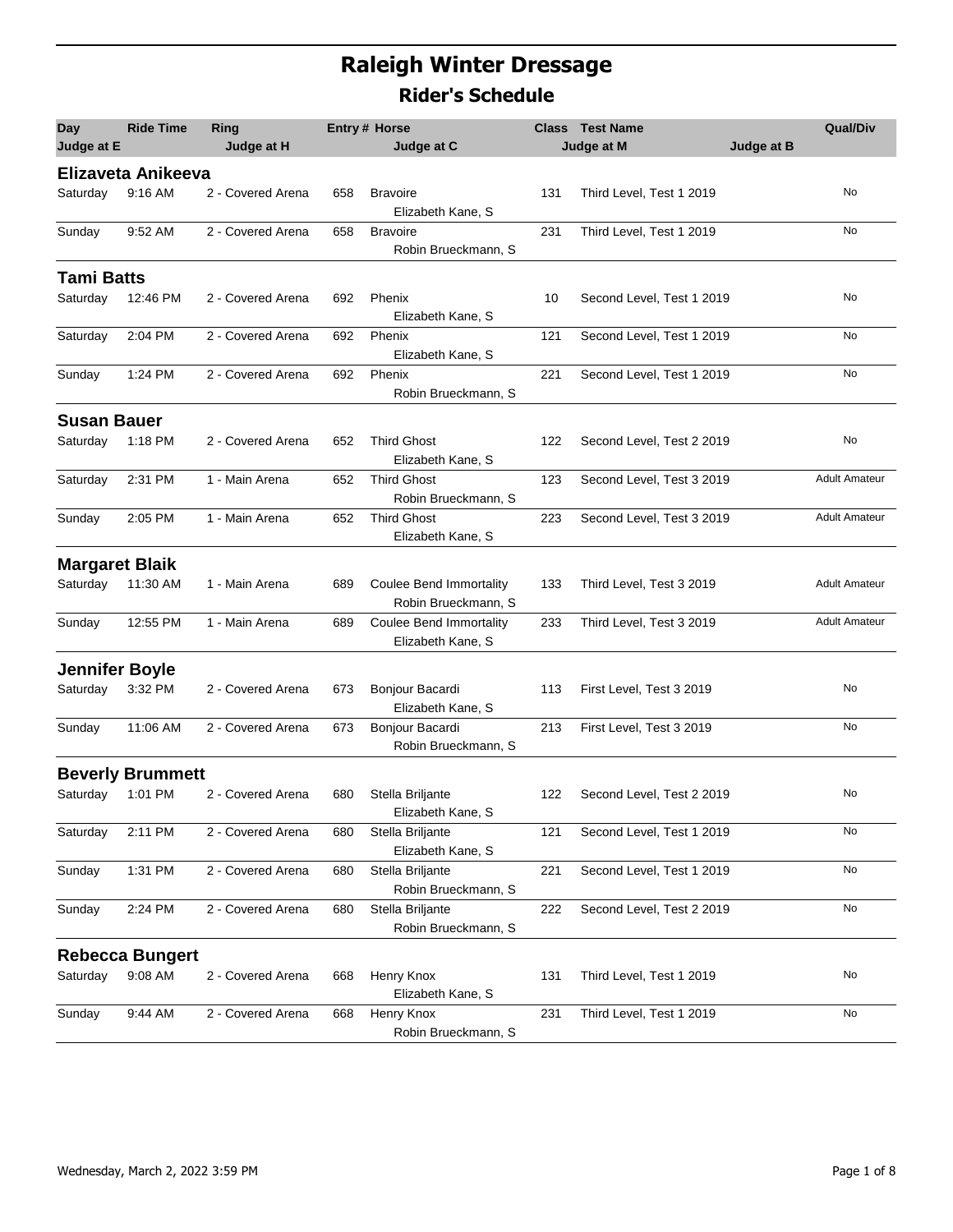# Raleigh Winter Dressage

## Rider's Schedule

| Day | Ride Time | Ring | Entry # | Horse / Judge at C | Class | Test Name | Qual/Div |
|---|---|---|---|---|---|---|---|
| **Elizaveta Anikeeva** | | | | | | | |
| Saturday | 9:16 AM | 2 - Covered Arena | 658 | Bravoire<br>Elizabeth Kane, S | 131 | Third Level, Test 1 2019 | No |
| Sunday | 9:52 AM | 2 - Covered Arena | 658 | Bravoire<br>Robin Brueckmann, S | 231 | Third Level, Test 1 2019 | No |
| **Tami Batts** | | | | | | | |
| Saturday | 12:46 PM | 2 - Covered Arena | 692 | Phenix<br>Elizabeth Kane, S | 10 | Second Level, Test 1 2019 | No |
| Saturday | 2:04 PM | 2 - Covered Arena | 692 | Phenix<br>Elizabeth Kane, S | 121 | Second Level, Test 1 2019 | No |
| Sunday | 1:24 PM | 2 - Covered Arena | 692 | Phenix<br>Robin Brueckmann, S | 221 | Second Level, Test 1 2019 | No |
| **Susan Bauer** | | | | | | | |
| Saturday | 1:18 PM | 2 - Covered Arena | 652 | Third Ghost<br>Elizabeth Kane, S | 122 | Second Level, Test 2 2019 | No |
| Saturday | 2:31 PM | 1 - Main Arena | 652 | Third Ghost<br>Robin Brueckmann, S | 123 | Second Level, Test 3 2019 | Adult Amateur |
| Sunday | 2:05 PM | 1 - Main Arena | 652 | Third Ghost<br>Elizabeth Kane, S | 223 | Second Level, Test 3 2019 | Adult Amateur |
| **Margaret Blaik** | | | | | | | |
| Saturday | 11:30 AM | 1 - Main Arena | 689 | Coulee Bend Immortality<br>Robin Brueckmann, S | 133 | Third Level, Test 3 2019 | Adult Amateur |
| Sunday | 12:55 PM | 1 - Main Arena | 689 | Coulee Bend Immortality<br>Elizabeth Kane, S | 233 | Third Level, Test 3 2019 | Adult Amateur |
| **Jennifer Boyle** | | | | | | | |
| Saturday | 3:32 PM | 2 - Covered Arena | 673 | Bonjour Bacardi<br>Elizabeth Kane, S | 113 | First Level, Test 3 2019 | No |
| Sunday | 11:06 AM | 2 - Covered Arena | 673 | Bonjour Bacardi<br>Robin Brueckmann, S | 213 | First Level, Test 3 2019 | No |
| **Beverly Brummett** | | | | | | | |
| Saturday | 1:01 PM | 2 - Covered Arena | 680 | Stella Briljante<br>Elizabeth Kane, S | 122 | Second Level, Test 2 2019 | No |
| Saturday | 2:11 PM | 2 - Covered Arena | 680 | Stella Briljante<br>Elizabeth Kane, S | 121 | Second Level, Test 1 2019 | No |
| Sunday | 1:31 PM | 2 - Covered Arena | 680 | Stella Briljante<br>Robin Brueckmann, S | 221 | Second Level, Test 1 2019 | No |
| Sunday | 2:24 PM | 2 - Covered Arena | 680 | Stella Briljante<br>Robin Brueckmann, S | 222 | Second Level, Test 2 2019 | No |
| **Rebecca Bungert** | | | | | | | |
| Saturday | 9:08 AM | 2 - Covered Arena | 668 | Henry Knox<br>Elizabeth Kane, S | 131 | Third Level, Test 1 2019 | No |
| Sunday | 9:44 AM | 2 - Covered Arena | 668 | Henry Knox<br>Robin Brueckmann, S | 231 | Third Level, Test 1 2019 | No |

Wednesday, March 2, 2022 3:59 PM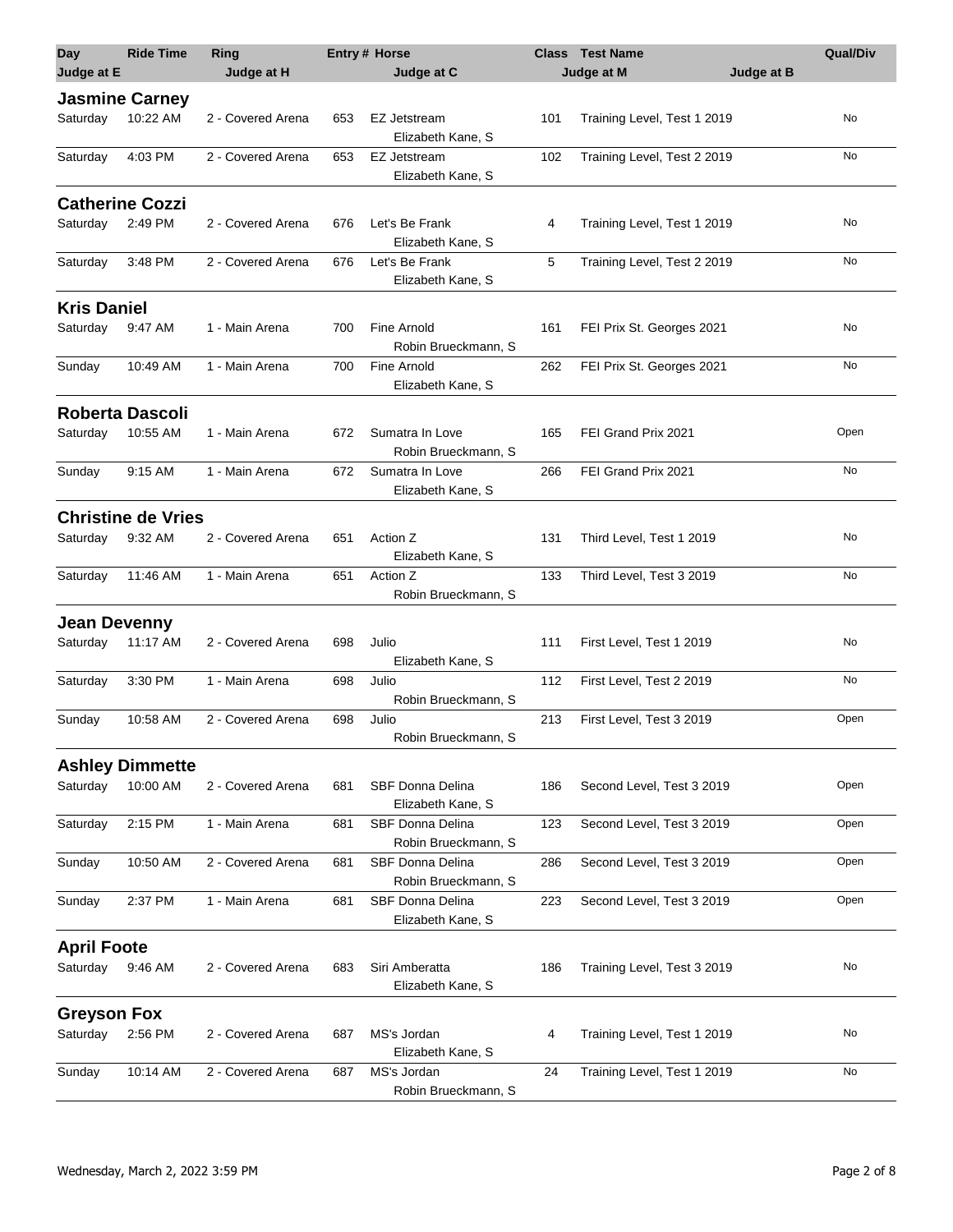| Day | Ride Time | Ring | Entry # | Horse | Class | Test Name | Qual/Div |
|---|---|---|---|---|---|---|---|
| Judge at E | | Judge at H | | Judge at C | | Judge at M / Judge at B | |

## Jasmine Carney

| Day | Ride Time | Ring | Entry # | Horse / Judge at C | Class | Test Name | Qual/Div |
|---|---|---|---|---|---|---|---|
| Saturday | 10:22 AM | 2 - Covered Arena | 653 | EZ Jetstream<br>Elizabeth Kane, S | 101 | Training Level, Test 1 2019 | No |
| Saturday | 4:03 PM | 2 - Covered Arena | 653 | EZ Jetstream<br>Elizabeth Kane, S | 102 | Training Level, Test 2 2019 | No |

## Catherine Cozzi

| Day | Ride Time | Ring | Entry # | Horse / Judge at C | Class | Test Name | Qual/Div |
|---|---|---|---|---|---|---|---|
| Saturday | 2:49 PM | 2 - Covered Arena | 676 | Let's Be Frank<br>Elizabeth Kane, S | 4 | Training Level, Test 1 2019 | No |
| Saturday | 3:48 PM | 2 - Covered Arena | 676 | Let's Be Frank<br>Elizabeth Kane, S | 5 | Training Level, Test 2 2019 | No |

## Kris Daniel

| Day | Ride Time | Ring | Entry # | Horse / Judge at C | Class | Test Name | Qual/Div |
|---|---|---|---|---|---|---|---|
| Saturday | 9:47 AM | 1 - Main Arena | 700 | Fine Arnold<br>Robin Brueckmann, S | 161 | FEI Prix St. Georges 2021 | No |
| Sunday | 10:49 AM | 1 - Main Arena | 700 | Fine Arnold<br>Elizabeth Kane, S | 262 | FEI Prix St. Georges 2021 | No |

## Roberta Dascoli

| Day | Ride Time | Ring | Entry # | Horse / Judge at C | Class | Test Name | Qual/Div |
|---|---|---|---|---|---|---|---|
| Saturday | 10:55 AM | 1 - Main Arena | 672 | Sumatra In Love<br>Robin Brueckmann, S | 165 | FEI Grand Prix 2021 | Open |
| Sunday | 9:15 AM | 1 - Main Arena | 672 | Sumatra In Love<br>Elizabeth Kane, S | 266 | FEI Grand Prix 2021 | No |

## Christine de Vries

| Day | Ride Time | Ring | Entry # | Horse / Judge at C | Class | Test Name | Qual/Div |
|---|---|---|---|---|---|---|---|
| Saturday | 9:32 AM | 2 - Covered Arena | 651 | Action Z<br>Elizabeth Kane, S | 131 | Third Level, Test 1 2019 | No |
| Saturday | 11:46 AM | 1 - Main Arena | 651 | Action Z<br>Robin Brueckmann, S | 133 | Third Level, Test 3 2019 | No |

## Jean Devenny

| Day | Ride Time | Ring | Entry # | Horse / Judge at C | Class | Test Name | Qual/Div |
|---|---|---|---|---|---|---|---|
| Saturday | 11:17 AM | 2 - Covered Arena | 698 | Julio<br>Elizabeth Kane, S | 111 | First Level, Test 1 2019 | No |
| Saturday | 3:30 PM | 1 - Main Arena | 698 | Julio<br>Robin Brueckmann, S | 112 | First Level, Test 2 2019 | No |
| Sunday | 10:58 AM | 2 - Covered Arena | 698 | Julio<br>Robin Brueckmann, S | 213 | First Level, Test 3 2019 | Open |

## Ashley Dimmette

| Day | Ride Time | Ring | Entry # | Horse / Judge at C | Class | Test Name | Qual/Div |
|---|---|---|---|---|---|---|---|
| Saturday | 10:00 AM | 2 - Covered Arena | 681 | SBF Donna Delina<br>Elizabeth Kane, S | 186 | Second Level, Test 3 2019 | Open |
| Saturday | 2:15 PM | 1 - Main Arena | 681 | SBF Donna Delina<br>Robin Brueckmann, S | 123 | Second Level, Test 3 2019 | Open |
| Sunday | 10:50 AM | 2 - Covered Arena | 681 | SBF Donna Delina<br>Robin Brueckmann, S | 286 | Second Level, Test 3 2019 | Open |
| Sunday | 2:37 PM | 1 - Main Arena | 681 | SBF Donna Delina<br>Elizabeth Kane, S | 223 | Second Level, Test 3 2019 | Open |

## April Foote

| Day | Ride Time | Ring | Entry # | Horse / Judge at C | Class | Test Name | Qual/Div |
|---|---|---|---|---|---|---|---|
| Saturday | 9:46 AM | 2 - Covered Arena | 683 | Siri Amberatta<br>Elizabeth Kane, S | 186 | Training Level, Test 3 2019 | No |

## Greyson Fox

| Day | Ride Time | Ring | Entry # | Horse / Judge at C | Class | Test Name | Qual/Div |
|---|---|---|---|---|---|---|---|
| Saturday | 2:56 PM | 2 - Covered Arena | 687 | MS's Jordan<br>Elizabeth Kane, S | 4 | Training Level, Test 1 2019 | No |
| Sunday | 10:14 AM | 2 - Covered Arena | 687 | MS's Jordan<br>Robin Brueckmann, S | 24 | Training Level, Test 1 2019 | No |

Wednesday, March 2, 2022 3:59 PM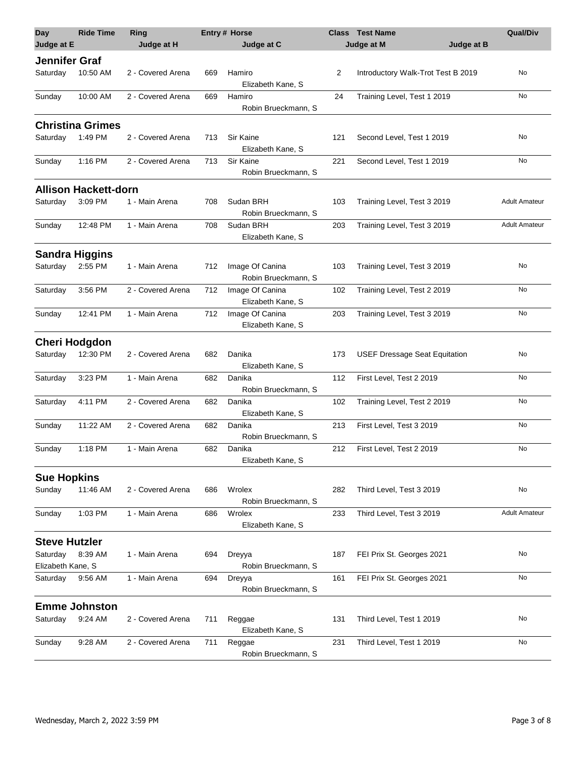| Day | Ride Time | Ring | Entry # | Horse | Class | Test Name | Qual/Div |
|---|---|---|---|---|---|---|---|
| Judge at E | | Judge at H | | Judge at C | | Judge at M / Judge at B | |

### Jennifer Graf

| Day | Ride Time | Ring | Entry # | Horse / Judge | Class | Test Name | Qual/Div |
|---|---|---|---|---|---|---|---|
| Saturday | 10:50 AM | 2 - Covered Arena | 669 | Hamiro<br>Elizabeth Kane, S | 2 | Introductory Walk-Trot Test B 2019 | No |
| Sunday | 10:00 AM | 2 - Covered Arena | 669 | Hamiro<br>Robin Brueckmann, S | 24 | Training Level, Test 1 2019 | No |

### Christina Grimes

| Day | Ride Time | Ring | Entry # | Horse / Judge | Class | Test Name | Qual/Div |
|---|---|---|---|---|---|---|---|
| Saturday | 1:49 PM | 2 - Covered Arena | 713 | Sir Kaine<br>Elizabeth Kane, S | 121 | Second Level, Test 1 2019 | No |
| Sunday | 1:16 PM | 2 - Covered Arena | 713 | Sir Kaine<br>Robin Brueckmann, S | 221 | Second Level, Test 1 2019 | No |

### Allison Hackett-dorn

| Day | Ride Time | Ring | Entry # | Horse / Judge | Class | Test Name | Qual/Div |
|---|---|---|---|---|---|---|---|
| Saturday | 3:09 PM | 1 - Main Arena | 708 | Sudan BRH<br>Robin Brueckmann, S | 103 | Training Level, Test 3 2019 | Adult Amateur |
| Sunday | 12:48 PM | 1 - Main Arena | 708 | Sudan BRH<br>Elizabeth Kane, S | 203 | Training Level, Test 3 2019 | Adult Amateur |

### Sandra Higgins

| Day | Ride Time | Ring | Entry # | Horse / Judge | Class | Test Name | Qual/Div |
|---|---|---|---|---|---|---|---|
| Saturday | 2:55 PM | 1 - Main Arena | 712 | Image Of Canina<br>Robin Brueckmann, S | 103 | Training Level, Test 3 2019 | No |
| Saturday | 3:56 PM | 2 - Covered Arena | 712 | Image Of Canina<br>Elizabeth Kane, S | 102 | Training Level, Test 2 2019 | No |
| Sunday | 12:41 PM | 1 - Main Arena | 712 | Image Of Canina<br>Elizabeth Kane, S | 203 | Training Level, Test 3 2019 | No |

### Cheri Hodgdon

| Day | Ride Time | Ring | Entry # | Horse / Judge | Class | Test Name | Qual/Div |
|---|---|---|---|---|---|---|---|
| Saturday | 12:30 PM | 2 - Covered Arena | 682 | Danika<br>Elizabeth Kane, S | 173 | USEF Dressage Seat Equitation | No |
| Saturday | 3:23 PM | 1 - Main Arena | 682 | Danika<br>Robin Brueckmann, S | 112 | First Level, Test 2 2019 | No |
| Saturday | 4:11 PM | 2 - Covered Arena | 682 | Danika<br>Elizabeth Kane, S | 102 | Training Level, Test 2 2019 | No |
| Sunday | 11:22 AM | 2 - Covered Arena | 682 | Danika<br>Robin Brueckmann, S | 213 | First Level, Test 3 2019 | No |
| Sunday | 1:18 PM | 1 - Main Arena | 682 | Danika<br>Elizabeth Kane, S | 212 | First Level, Test 2 2019 | No |

### Sue Hopkins

| Day | Ride Time | Ring | Entry # | Horse / Judge | Class | Test Name | Qual/Div |
|---|---|---|---|---|---|---|---|
| Sunday | 11:46 AM | 2 - Covered Arena | 686 | Wrolex<br>Robin Brueckmann, S | 282 | Third Level, Test 3 2019 | No |
| Sunday | 1:03 PM | 1 - Main Arena | 686 | Wrolex<br>Elizabeth Kane, S | 233 | Third Level, Test 3 2019 | Adult Amateur |

### Steve Hutzler

| Day | Ride Time | Ring | Entry # | Horse / Judge | Class | Test Name | Qual/Div |
|---|---|---|---|---|---|---|---|
| Saturday<br>Elizabeth Kane, S | 8:39 AM | 1 - Main Arena | 694 | Dreyya<br>Robin Brueckmann, S | 187 | FEI Prix St. Georges 2021 | No |
| Saturday | 9:56 AM | 1 - Main Arena | 694 | Dreyya<br>Robin Brueckmann, S | 161 | FEI Prix St. Georges 2021 | No |

### Emme Johnston

| Day | Ride Time | Ring | Entry # | Horse / Judge | Class | Test Name | Qual/Div |
|---|---|---|---|---|---|---|---|
| Saturday | 9:24 AM | 2 - Covered Arena | 711 | Reggae<br>Elizabeth Kane, S | 131 | Third Level, Test 1 2019 | No |
| Sunday | 9:28 AM | 2 - Covered Arena | 711 | Reggae<br>Robin Brueckmann, S | 231 | Third Level, Test 1 2019 | No |

Wednesday, March 2, 2022 3:59 PM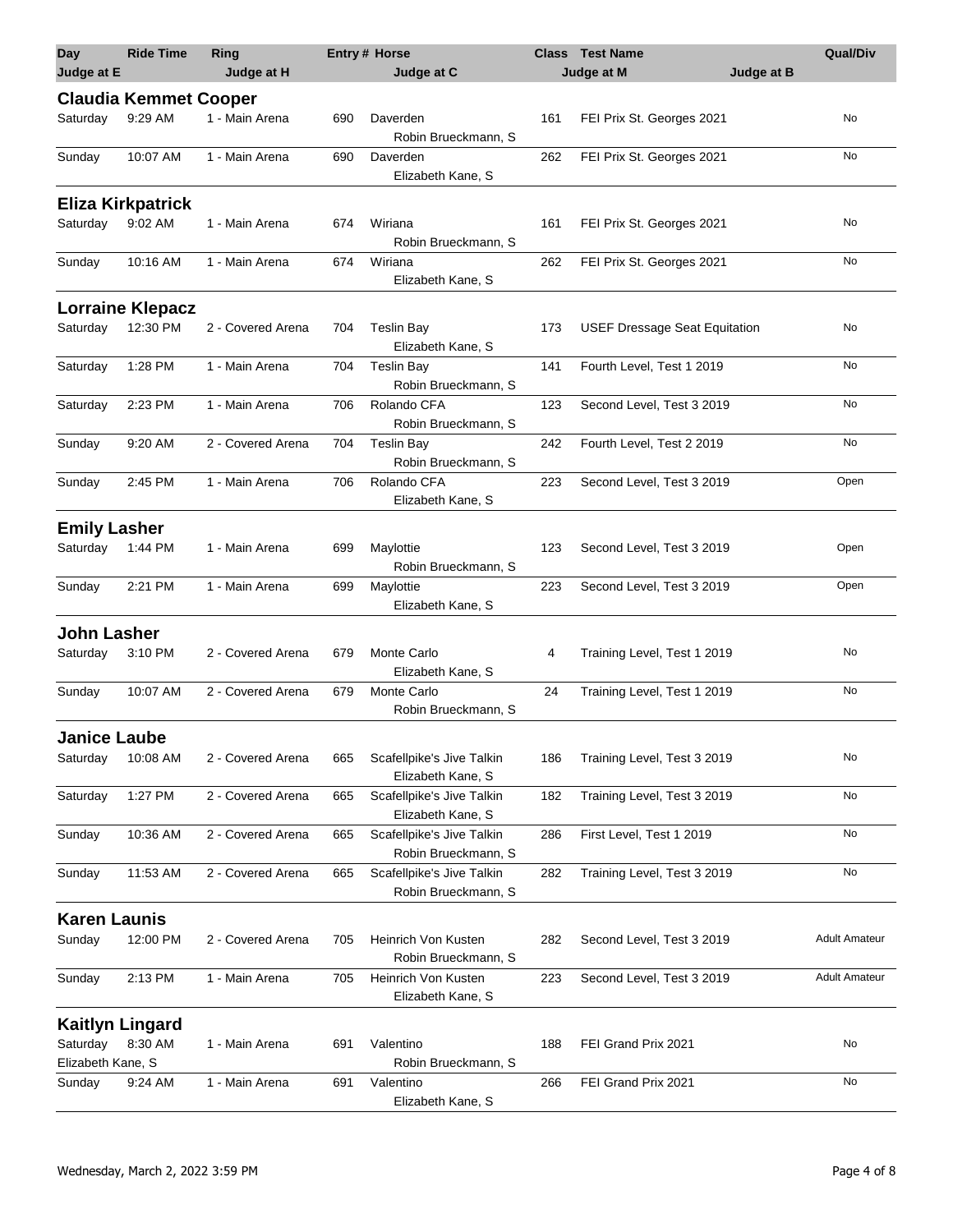| Day | Ride Time | Ring | Entry # | Horse | Class | Test Name | Qual/Div |
|---|---|---|---|---|---|---|---|
| Judge at E | | Judge at H | | Judge at C | | Judge at M / Judge at B | |

## Claudia Kemmet Cooper

| Day | Ride Time | Ring | Entry # | Horse | Class | Test Name | Qual/Div |
|---|---|---|---|---|---|---|---|
| Saturday | 9:29 AM | 1 - Main Arena | 690 | Daverden<br>Robin Brueckmann, S | 161 | FEI Prix St. Georges 2021 | No |
| Sunday | 10:07 AM | 1 - Main Arena | 690 | Daverden<br>Elizabeth Kane, S | 262 | FEI Prix St. Georges 2021 | No |

## Eliza Kirkpatrick

| Day | Ride Time | Ring | Entry # | Horse | Class | Test Name | Qual/Div |
|---|---|---|---|---|---|---|---|
| Saturday | 9:02 AM | 1 - Main Arena | 674 | Wiriana<br>Robin Brueckmann, S | 161 | FEI Prix St. Georges 2021 | No |
| Sunday | 10:16 AM | 1 - Main Arena | 674 | Wiriana<br>Elizabeth Kane, S | 262 | FEI Prix St. Georges 2021 | No |

## Lorraine Klepacz

| Day | Ride Time | Ring | Entry # | Horse | Class | Test Name | Qual/Div |
|---|---|---|---|---|---|---|---|
| Saturday | 12:30 PM | 2 - Covered Arena | 704 | Teslin Bay<br>Elizabeth Kane, S | 173 | USEF Dressage Seat Equitation | No |
| Saturday | 1:28 PM | 1 - Main Arena | 704 | Teslin Bay<br>Robin Brueckmann, S | 141 | Fourth Level, Test 1 2019 | No |
| Saturday | 2:23 PM | 1 - Main Arena | 706 | Rolando CFA<br>Robin Brueckmann, S | 123 | Second Level, Test 3 2019 | No |
| Sunday | 9:20 AM | 2 - Covered Arena | 704 | Teslin Bay<br>Robin Brueckmann, S | 242 | Fourth Level, Test 2 2019 | No |
| Sunday | 2:45 PM | 1 - Main Arena | 706 | Rolando CFA<br>Elizabeth Kane, S | 223 | Second Level, Test 3 2019 | Open |

## Emily Lasher

| Day | Ride Time | Ring | Entry # | Horse | Class | Test Name | Qual/Div |
|---|---|---|---|---|---|---|---|
| Saturday | 1:44 PM | 1 - Main Arena | 699 | Maylottie<br>Robin Brueckmann, S | 123 | Second Level, Test 3 2019 | Open |
| Sunday | 2:21 PM | 1 - Main Arena | 699 | Maylottie<br>Elizabeth Kane, S | 223 | Second Level, Test 3 2019 | Open |

## John Lasher

| Day | Ride Time | Ring | Entry # | Horse | Class | Test Name | Qual/Div |
|---|---|---|---|---|---|---|---|
| Saturday | 3:10 PM | 2 - Covered Arena | 679 | Monte Carlo<br>Elizabeth Kane, S | 4 | Training Level, Test 1 2019 | No |
| Sunday | 10:07 AM | 2 - Covered Arena | 679 | Monte Carlo<br>Robin Brueckmann, S | 24 | Training Level, Test 1 2019 | No |

## Janice Laube

| Day | Ride Time | Ring | Entry # | Horse | Class | Test Name | Qual/Div |
|---|---|---|---|---|---|---|---|
| Saturday | 10:08 AM | 2 - Covered Arena | 665 | Scafellpike's Jive Talkin<br>Elizabeth Kane, S | 186 | Training Level, Test 3 2019 | No |
| Saturday | 1:27 PM | 2 - Covered Arena | 665 | Scafellpike's Jive Talkin<br>Elizabeth Kane, S | 182 | Training Level, Test 3 2019 | No |
| Sunday | 10:36 AM | 2 - Covered Arena | 665 | Scafellpike's Jive Talkin<br>Robin Brueckmann, S | 286 | First Level, Test 1 2019 | No |
| Sunday | 11:53 AM | 2 - Covered Arena | 665 | Scafellpike's Jive Talkin<br>Robin Brueckmann, S | 282 | Training Level, Test 3 2019 | No |

## Karen Launis

| Day | Ride Time | Ring | Entry # | Horse | Class | Test Name | Qual/Div |
|---|---|---|---|---|---|---|---|
| Sunday | 12:00 PM | 2 - Covered Arena | 705 | Heinrich Von Kusten<br>Robin Brueckmann, S | 282 | Second Level, Test 3 2019 | Adult Amateur |
| Sunday | 2:13 PM | 1 - Main Arena | 705 | Heinrich Von Kusten<br>Elizabeth Kane, S | 223 | Second Level, Test 3 2019 | Adult Amateur |

## Kaitlyn Lingard

| Day | Ride Time | Ring | Entry # | Horse | Class | Test Name | Qual/Div |
|---|---|---|---|---|---|---|---|
| Saturday<br>Elizabeth Kane, S | 8:30 AM | 1 - Main Arena | 691 | Valentino<br>Robin Brueckmann, S | 188 | FEI Grand Prix 2021 | No |
| Sunday | 9:24 AM | 1 - Main Arena | 691 | Valentino<br>Elizabeth Kane, S | 266 | FEI Grand Prix 2021 | No |

Wednesday, March 2, 2022 3:59 PM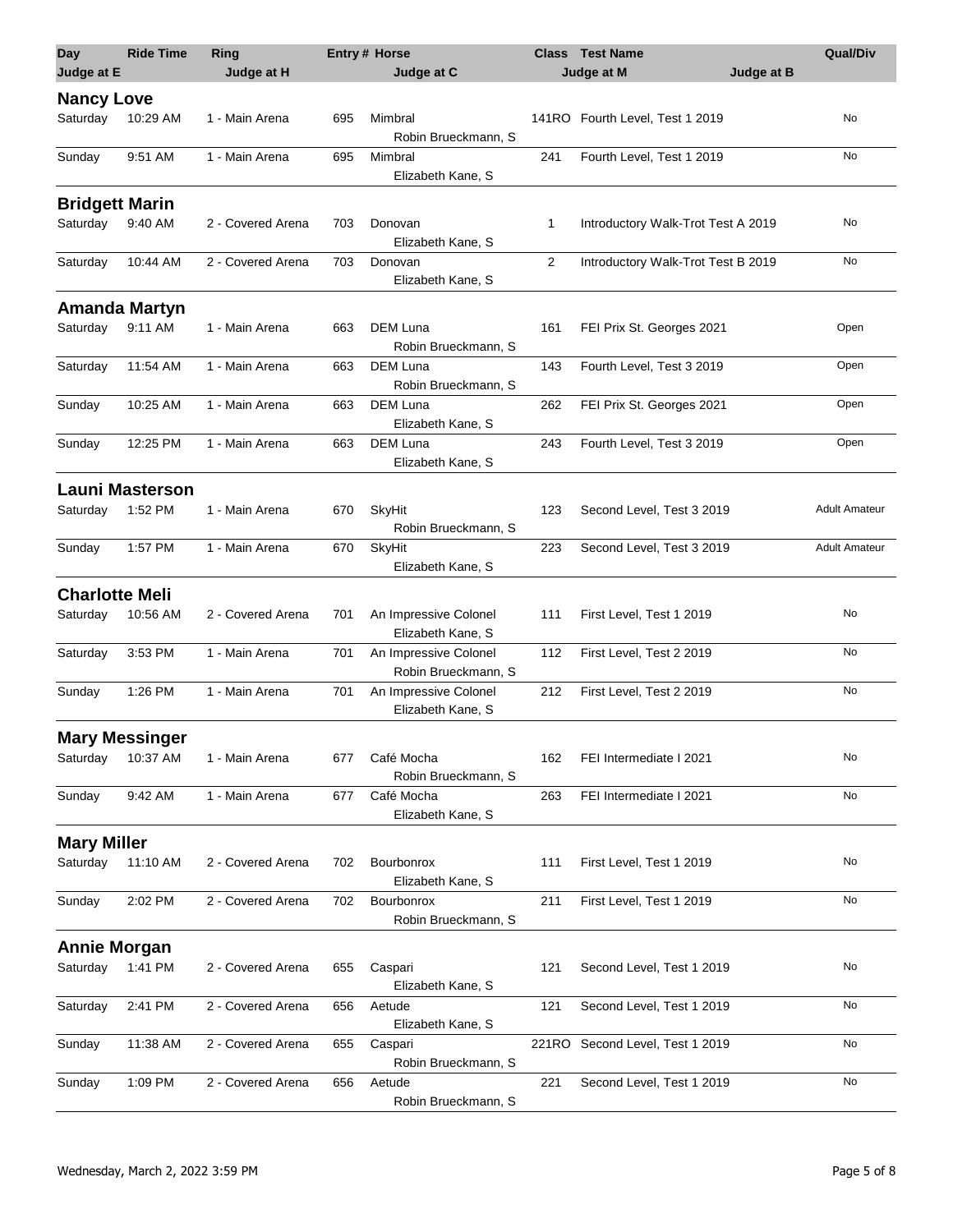| Day | Ride Time | Ring | Entry # | Horse | Class | Test Name | Qual/Div |
|---|---|---|---|---|---|---|---|
| Judge at E | | Judge at H | | Judge at C | | Judge at M / Judge at B | |
| **Nancy Love** | | | | | | | |
| Saturday | 10:29 AM | 1 - Main Arena | 695 | Mimbral<br>Robin Brueckmann, S | 141RO | Fourth Level, Test 1 2019 | No |
| Sunday | 9:51 AM | 1 - Main Arena | 695 | Mimbral<br>Elizabeth Kane, S | 241 | Fourth Level, Test 1 2019 | No |
| **Bridgett Marin** | | | | | | | |
| Saturday | 9:40 AM | 2 - Covered Arena | 703 | Donovan<br>Elizabeth Kane, S | 1 | Introductory Walk-Trot Test A 2019 | No |
| Saturday | 10:44 AM | 2 - Covered Arena | 703 | Donovan<br>Elizabeth Kane, S | 2 | Introductory Walk-Trot Test B 2019 | No |
| **Amanda Martyn** | | | | | | | |
| Saturday | 9:11 AM | 1 - Main Arena | 663 | DEM Luna<br>Robin Brueckmann, S | 161 | FEI Prix St. Georges 2021 | Open |
| Saturday | 11:54 AM | 1 - Main Arena | 663 | DEM Luna<br>Robin Brueckmann, S | 143 | Fourth Level, Test 3 2019 | Open |
| Sunday | 10:25 AM | 1 - Main Arena | 663 | DEM Luna<br>Elizabeth Kane, S | 262 | FEI Prix St. Georges 2021 | Open |
| Sunday | 12:25 PM | 1 - Main Arena | 663 | DEM Luna<br>Elizabeth Kane, S | 243 | Fourth Level, Test 3 2019 | Open |
| **Launi Masterson** | | | | | | | |
| Saturday | 1:52 PM | 1 - Main Arena | 670 | SkyHit<br>Robin Brueckmann, S | 123 | Second Level, Test 3 2019 | Adult Amateur |
| Sunday | 1:57 PM | 1 - Main Arena | 670 | SkyHit<br>Elizabeth Kane, S | 223 | Second Level, Test 3 2019 | Adult Amateur |
| **Charlotte Meli** | | | | | | | |
| Saturday | 10:56 AM | 2 - Covered Arena | 701 | An Impressive Colonel<br>Elizabeth Kane, S | 111 | First Level, Test 1 2019 | No |
| Saturday | 3:53 PM | 1 - Main Arena | 701 | An Impressive Colonel<br>Robin Brueckmann, S | 112 | First Level, Test 2 2019 | No |
| Sunday | 1:26 PM | 1 - Main Arena | 701 | An Impressive Colonel<br>Elizabeth Kane, S | 212 | First Level, Test 2 2019 | No |
| **Mary Messinger** | | | | | | | |
| Saturday | 10:37 AM | 1 - Main Arena | 677 | Café Mocha<br>Robin Brueckmann, S | 162 | FEI Intermediate I 2021 | No |
| Sunday | 9:42 AM | 1 - Main Arena | 677 | Café Mocha<br>Elizabeth Kane, S | 263 | FEI Intermediate I 2021 | No |
| **Mary Miller** | | | | | | | |
| Saturday | 11:10 AM | 2 - Covered Arena | 702 | Bourbonrox<br>Elizabeth Kane, S | 111 | First Level, Test 1 2019 | No |
| Sunday | 2:02 PM | 2 - Covered Arena | 702 | Bourbonrox<br>Robin Brueckmann, S | 211 | First Level, Test 1 2019 | No |
| **Annie Morgan** | | | | | | | |
| Saturday | 1:41 PM | 2 - Covered Arena | 655 | Caspari<br>Elizabeth Kane, S | 121 | Second Level, Test 1 2019 | No |
| Saturday | 2:41 PM | 2 - Covered Arena | 656 | Aetude<br>Elizabeth Kane, S | 121 | Second Level, Test 1 2019 | No |
| Sunday | 11:38 AM | 2 - Covered Arena | 655 | Caspari<br>Robin Brueckmann, S | 221RO | Second Level, Test 1 2019 | No |
| Sunday | 1:09 PM | 2 - Covered Arena | 656 | Aetude<br>Robin Brueckmann, S | 221 | Second Level, Test 1 2019 | No |

Wednesday, March 2, 2022 3:59 PM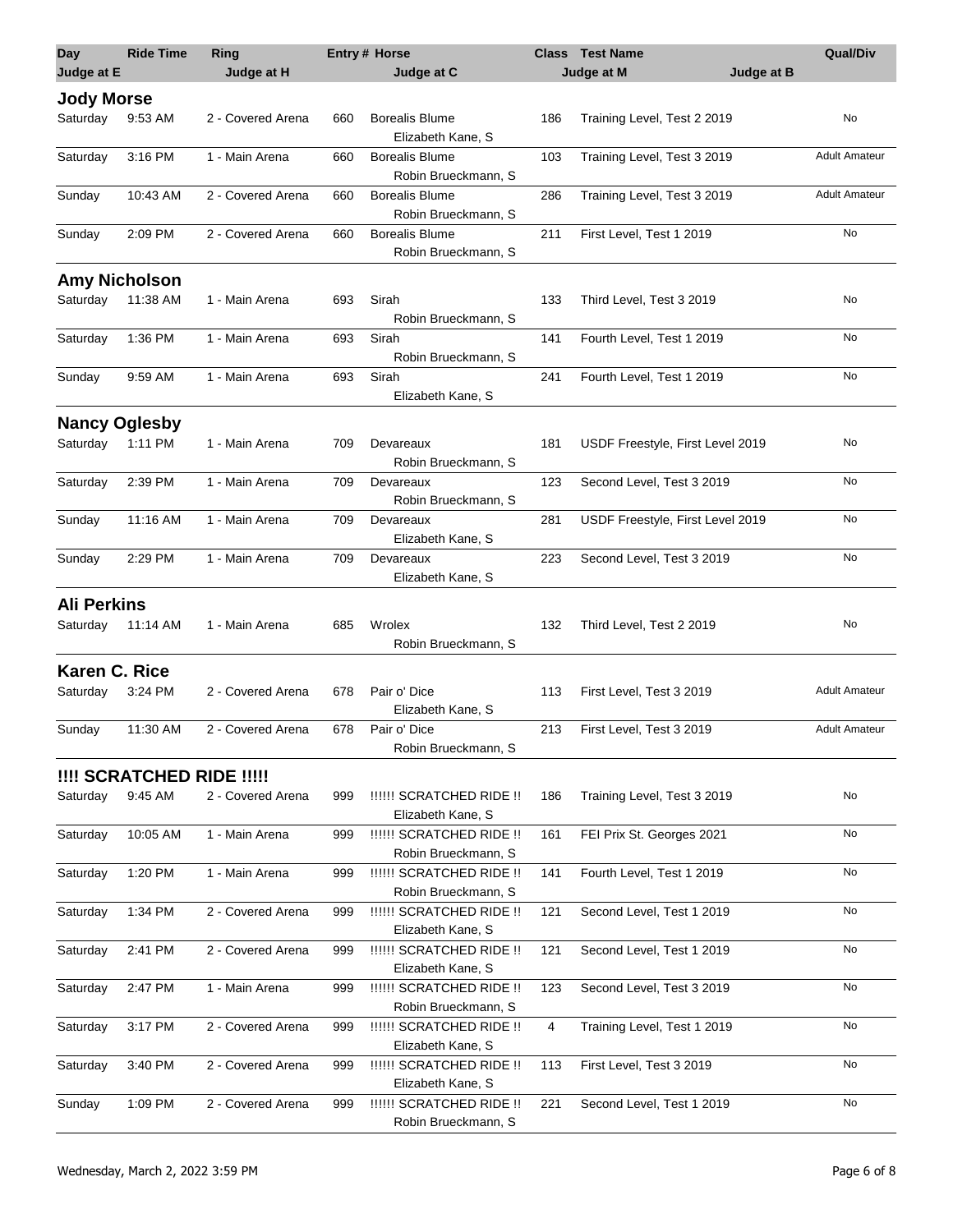| Day | Ride Time | Ring | Entry # | Horse | Class | Test Name | Qual/Div |
|---|---|---|---|---|---|---|---|
| Judge at E | | Judge at H | | Judge at C | | Judge at M / Judge at B | |

## Jody Morse

| Day | Ride Time | Ring | Entry # | Horse / Judge at C | Class | Test Name | Qual/Div |
|---|---|---|---|---|---|---|---|
| Saturday | 9:53 AM | 2 - Covered Arena | 660 | Borealis Blume<br>Elizabeth Kane, S | 186 | Training Level, Test 2 2019 | No |
| Saturday | 3:16 PM | 1 - Main Arena | 660 | Borealis Blume<br>Robin Brueckmann, S | 103 | Training Level, Test 3 2019 | Adult Amateur |
| Sunday | 10:43 AM | 2 - Covered Arena | 660 | Borealis Blume<br>Robin Brueckmann, S | 286 | Training Level, Test 3 2019 | Adult Amateur |
| Sunday | 2:09 PM | 2 - Covered Arena | 660 | Borealis Blume<br>Robin Brueckmann, S | 211 | First Level, Test 1 2019 | No |

## Amy Nicholson

| Day | Ride Time | Ring | Entry # | Horse / Judge at C | Class | Test Name | Qual/Div |
|---|---|---|---|---|---|---|---|
| Saturday | 11:38 AM | 1 - Main Arena | 693 | Sirah<br>Robin Brueckmann, S | 133 | Third Level, Test 3 2019 | No |
| Saturday | 1:36 PM | 1 - Main Arena | 693 | Sirah<br>Robin Brueckmann, S | 141 | Fourth Level, Test 1 2019 | No |
| Sunday | 9:59 AM | 1 - Main Arena | 693 | Sirah<br>Elizabeth Kane, S | 241 | Fourth Level, Test 1 2019 | No |

## Nancy Oglesby

| Day | Ride Time | Ring | Entry # | Horse / Judge at C | Class | Test Name | Qual/Div |
|---|---|---|---|---|---|---|---|
| Saturday | 1:11 PM | 1 - Main Arena | 709 | Devareaux<br>Robin Brueckmann, S | 181 | USDF Freestyle, First Level 2019 | No |
| Saturday | 2:39 PM | 1 - Main Arena | 709 | Devareaux<br>Robin Brueckmann, S | 123 | Second Level, Test 3 2019 | No |
| Sunday | 11:16 AM | 1 - Main Arena | 709 | Devareaux<br>Elizabeth Kane, S | 281 | USDF Freestyle, First Level 2019 | No |
| Sunday | 2:29 PM | 1 - Main Arena | 709 | Devareaux<br>Elizabeth Kane, S | 223 | Second Level, Test 3 2019 | No |

## Ali Perkins

| Day | Ride Time | Ring | Entry # | Horse / Judge at C | Class | Test Name | Qual/Div |
|---|---|---|---|---|---|---|---|
| Saturday | 11:14 AM | 1 - Main Arena | 685 | Wrolex<br>Robin Brueckmann, S | 132 | Third Level, Test 2 2019 | No |

## Karen C. Rice

| Day | Ride Time | Ring | Entry # | Horse / Judge at C | Class | Test Name | Qual/Div |
|---|---|---|---|---|---|---|---|
| Saturday | 3:24 PM | 2 - Covered Arena | 678 | Pair o' Dice<br>Elizabeth Kane, S | 113 | First Level, Test 3 2019 | Adult Amateur |
| Sunday | 11:30 AM | 2 - Covered Arena | 678 | Pair o' Dice<br>Robin Brueckmann, S | 213 | First Level, Test 3 2019 | Adult Amateur |

## !!!! SCRATCHED RIDE !!!!!

| Day | Ride Time | Ring | Entry # | Horse / Judge at C | Class | Test Name | Qual/Div |
|---|---|---|---|---|---|---|---|
| Saturday | 9:45 AM | 2 - Covered Arena | 999 | !!!!!! SCRATCHED RIDE !!<br>Elizabeth Kane, S | 186 | Training Level, Test 3 2019 | No |
| Saturday | 10:05 AM | 1 - Main Arena | 999 | !!!!!! SCRATCHED RIDE !!<br>Robin Brueckmann, S | 161 | FEI Prix St. Georges 2021 | No |
| Saturday | 1:20 PM | 1 - Main Arena | 999 | !!!!!! SCRATCHED RIDE !!<br>Robin Brueckmann, S | 141 | Fourth Level, Test 1 2019 | No |
| Saturday | 1:34 PM | 2 - Covered Arena | 999 | !!!!!! SCRATCHED RIDE !!<br>Elizabeth Kane, S | 121 | Second Level, Test 1 2019 | No |
| Saturday | 2:41 PM | 2 - Covered Arena | 999 | !!!!!! SCRATCHED RIDE !!<br>Elizabeth Kane, S | 121 | Second Level, Test 1 2019 | No |
| Saturday | 2:47 PM | 1 - Main Arena | 999 | !!!!!! SCRATCHED RIDE !!<br>Robin Brueckmann, S | 123 | Second Level, Test 3 2019 | No |
| Saturday | 3:17 PM | 2 - Covered Arena | 999 | !!!!!! SCRATCHED RIDE !!<br>Elizabeth Kane, S | 4 | Training Level, Test 1 2019 | No |
| Saturday | 3:40 PM | 2 - Covered Arena | 999 | !!!!!! SCRATCHED RIDE !!<br>Elizabeth Kane, S | 113 | First Level, Test 3 2019 | No |
| Sunday | 1:09 PM | 2 - Covered Arena | 999 | !!!!!! SCRATCHED RIDE !!<br>Robin Brueckmann, S | 221 | Second Level, Test 1 2019 | No |

Wednesday, March 2, 2022 3:59 PM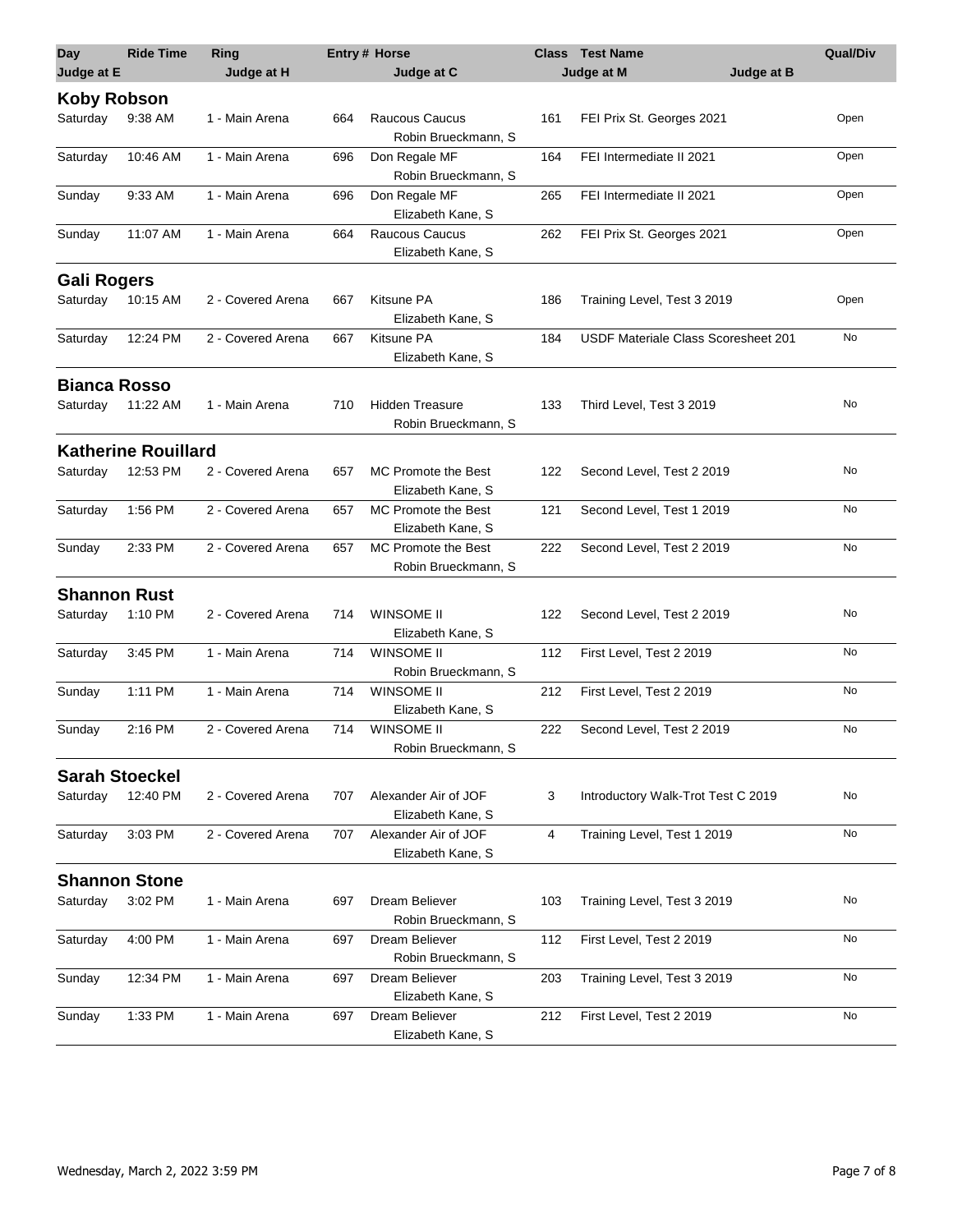| Day | Ride Time | Ring | Entry # | Horse | Class | Test Name | Qual/Div |
|---|---|---|---|---|---|---|---|
| Judge at E | | Judge at H | | Judge at C | | Judge at M / Judge at B | |

### Koby Robson

| Day | Ride Time | Ring | Entry # | Horse / Judge at C | Class | Test Name | Qual/Div |
|---|---|---|---|---|---|---|---|
| Saturday | 9:38 AM | 1 - Main Arena | 664 | Raucous Caucus<br>Robin Brueckmann, S | 161 | FEI Prix St. Georges 2021 | Open |
| Saturday | 10:46 AM | 1 - Main Arena | 696 | Don Regale MF<br>Robin Brueckmann, S | 164 | FEI Intermediate II 2021 | Open |
| Sunday | 9:33 AM | 1 - Main Arena | 696 | Don Regale MF<br>Elizabeth Kane, S | 265 | FEI Intermediate II 2021 | Open |
| Sunday | 11:07 AM | 1 - Main Arena | 664 | Raucous Caucus<br>Elizabeth Kane, S | 262 | FEI Prix St. Georges 2021 | Open |

### Gali Rogers

| Day | Ride Time | Ring | Entry # | Horse / Judge at C | Class | Test Name | Qual/Div |
|---|---|---|---|---|---|---|---|
| Saturday | 10:15 AM | 2 - Covered Arena | 667 | Kitsune PA<br>Elizabeth Kane, S | 186 | Training Level, Test 3 2019 | Open |
| Saturday | 12:24 PM | 2 - Covered Arena | 667 | Kitsune PA<br>Elizabeth Kane, S | 184 | USDF Materiale Class Scoresheet 201 | No |

### Bianca Rosso

| Day | Ride Time | Ring | Entry # | Horse / Judge at C | Class | Test Name | Qual/Div |
|---|---|---|---|---|---|---|---|
| Saturday | 11:22 AM | 1 - Main Arena | 710 | Hidden Treasure<br>Robin Brueckmann, S | 133 | Third Level, Test 3 2019 | No |

### Katherine Rouillard

| Day | Ride Time | Ring | Entry # | Horse / Judge at C | Class | Test Name | Qual/Div |
|---|---|---|---|---|---|---|---|
| Saturday | 12:53 PM | 2 - Covered Arena | 657 | MC Promote the Best<br>Elizabeth Kane, S | 122 | Second Level, Test 2 2019 | No |
| Saturday | 1:56 PM | 2 - Covered Arena | 657 | MC Promote the Best<br>Elizabeth Kane, S | 121 | Second Level, Test 1 2019 | No |
| Sunday | 2:33 PM | 2 - Covered Arena | 657 | MC Promote the Best<br>Robin Brueckmann, S | 222 | Second Level, Test 2 2019 | No |

### Shannon Rust

| Day | Ride Time | Ring | Entry # | Horse / Judge at C | Class | Test Name | Qual/Div |
|---|---|---|---|---|---|---|---|
| Saturday | 1:10 PM | 2 - Covered Arena | 714 | WINSOME II<br>Elizabeth Kane, S | 122 | Second Level, Test 2 2019 | No |
| Saturday | 3:45 PM | 1 - Main Arena | 714 | WINSOME II<br>Robin Brueckmann, S | 112 | First Level, Test 2 2019 | No |
| Sunday | 1:11 PM | 1 - Main Arena | 714 | WINSOME II<br>Elizabeth Kane, S | 212 | First Level, Test 2 2019 | No |
| Sunday | 2:16 PM | 2 - Covered Arena | 714 | WINSOME II<br>Robin Brueckmann, S | 222 | Second Level, Test 2 2019 | No |

### Sarah Stoeckel

| Day | Ride Time | Ring | Entry # | Horse / Judge at C | Class | Test Name | Qual/Div |
|---|---|---|---|---|---|---|---|
| Saturday | 12:40 PM | 2 - Covered Arena | 707 | Alexander Air of JOF<br>Elizabeth Kane, S | 3 | Introductory Walk-Trot Test C 2019 | No |
| Saturday | 3:03 PM | 2 - Covered Arena | 707 | Alexander Air of JOF<br>Elizabeth Kane, S | 4 | Training Level, Test 1 2019 | No |

### Shannon Stone

| Day | Ride Time | Ring | Entry # | Horse / Judge at C | Class | Test Name | Qual/Div |
|---|---|---|---|---|---|---|---|
| Saturday | 3:02 PM | 1 - Main Arena | 697 | Dream Believer<br>Robin Brueckmann, S | 103 | Training Level, Test 3 2019 | No |
| Saturday | 4:00 PM | 1 - Main Arena | 697 | Dream Believer<br>Robin Brueckmann, S | 112 | First Level, Test 2 2019 | No |
| Sunday | 12:34 PM | 1 - Main Arena | 697 | Dream Believer<br>Elizabeth Kane, S | 203 | Training Level, Test 3 2019 | No |
| Sunday | 1:33 PM | 1 - Main Arena | 697 | Dream Believer<br>Elizabeth Kane, S | 212 | First Level, Test 2 2019 | No |

Wednesday, March 2, 2022 3:59 PM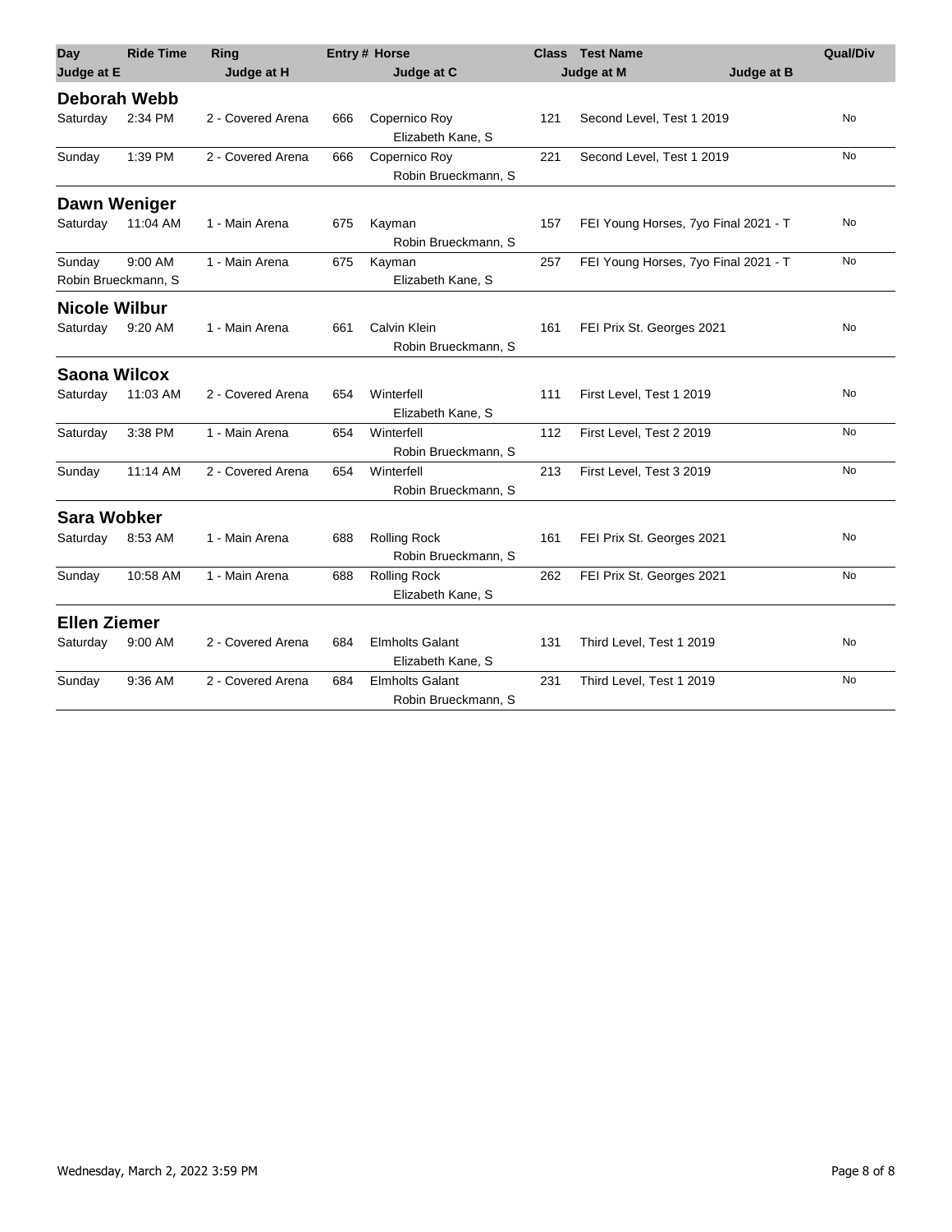| Day | Ride Time | Ring | Entry # | Horse | Class | Test Name | Qual/Div |
|---|---|---|---|---|---|---|---|
| Judge at E | | Judge at H | | Judge at C | | Judge at M / Judge at B | |
| **Deborah Webb** | | | | | | | |
| Saturday | 2:34 PM | 2 - Covered Arena | 666 | Copernico Roy | 121 | Second Level, Test 1 2019 | No |
| | | | | Elizabeth Kane, S | | | |
| Sunday | 1:39 PM | 2 - Covered Arena | 666 | Copernico Roy | 221 | Second Level, Test 1 2019 | No |
| | | | | Robin Brueckmann, S | | | |
| **Dawn Weniger** | | | | | | | |
| Saturday | 11:04 AM | 1 - Main Arena | 675 | Kayman | 157 | FEI Young Horses, 7yo Final 2021 - T | No |
| | | | | Robin Brueckmann, S | | | |
| Sunday | 9:00 AM | 1 - Main Arena | 675 | Kayman | 257 | FEI Young Horses, 7yo Final 2021 - T | No |
| Robin Brueckmann, S | | | | Elizabeth Kane, S | | | |
| **Nicole Wilbur** | | | | | | | |
| Saturday | 9:20 AM | 1 - Main Arena | 661 | Calvin Klein | 161 | FEI Prix St. Georges 2021 | No |
| | | | | Robin Brueckmann, S | | | |
| **Saona Wilcox** | | | | | | | |
| Saturday | 11:03 AM | 2 - Covered Arena | 654 | Winterfell | 111 | First Level, Test 1 2019 | No |
| | | | | Elizabeth Kane, S | | | |
| Saturday | 3:38 PM | 1 - Main Arena | 654 | Winterfell | 112 | First Level, Test 2 2019 | No |
| | | | | Robin Brueckmann, S | | | |
| Sunday | 11:14 AM | 2 - Covered Arena | 654 | Winterfell | 213 | First Level, Test 3 2019 | No |
| | | | | Robin Brueckmann, S | | | |
| **Sara Wobker** | | | | | | | |
| Saturday | 8:53 AM | 1 - Main Arena | 688 | Rolling Rock | 161 | FEI Prix St. Georges 2021 | No |
| | | | | Robin Brueckmann, S | | | |
| Sunday | 10:58 AM | 1 - Main Arena | 688 | Rolling Rock | 262 | FEI Prix St. Georges 2021 | No |
| | | | | Elizabeth Kane, S | | | |
| **Ellen Ziemer** | | | | | | | |
| Saturday | 9:00 AM | 2 - Covered Arena | 684 | Elmholts Galant | 131 | Third Level, Test 1 2019 | No |
| | | | | Elizabeth Kane, S | | | |
| Sunday | 9:36 AM | 2 - Covered Arena | 684 | Elmholts Galant | 231 | Third Level, Test 1 2019 | No |
| | | | | Robin Brueckmann, S | | | |

Wednesday, March 2, 2022 3:59 PM